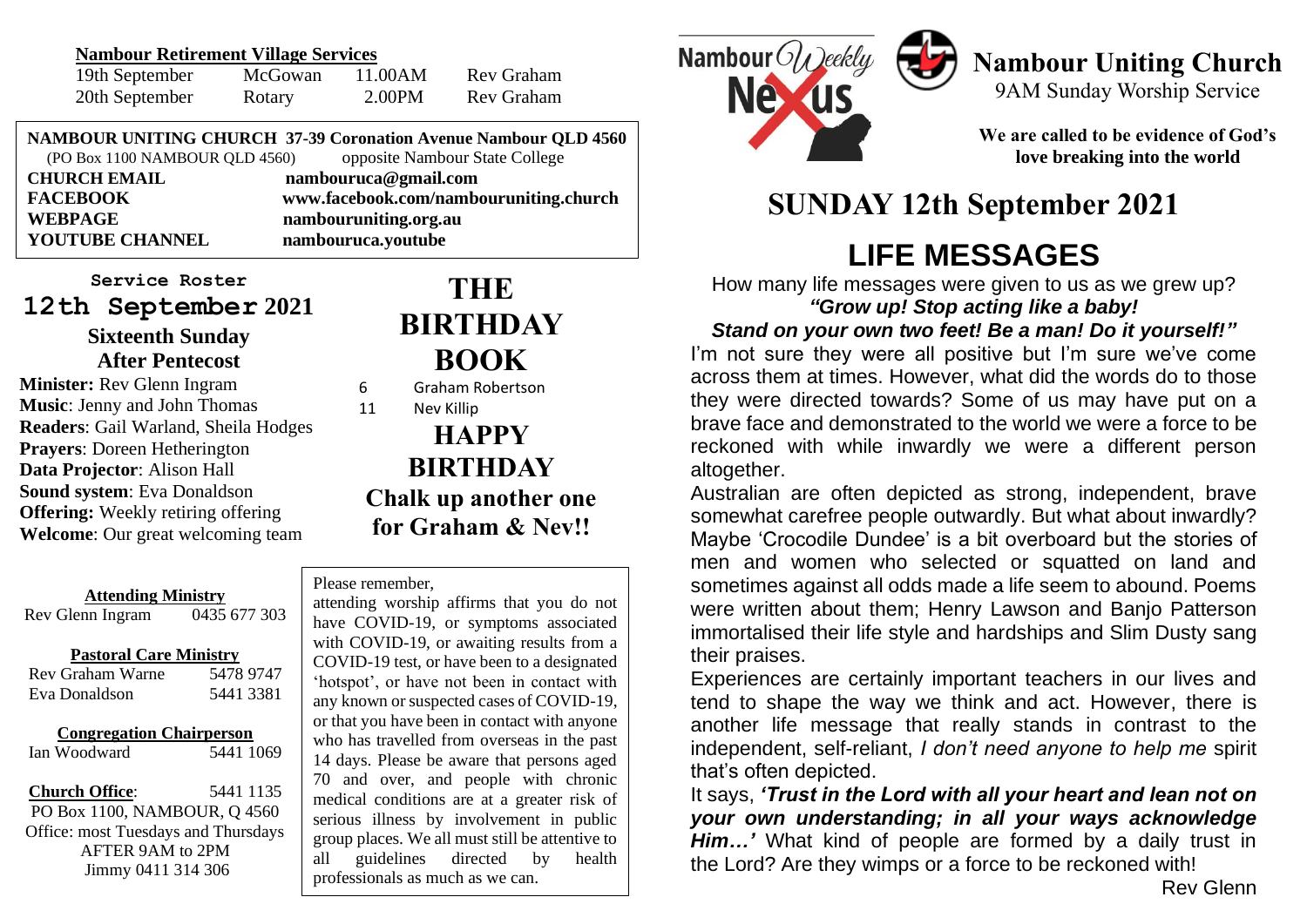**Nambour Retirement Village Services**

| | | | |
|---|---|---|---|
| 19th September | McGowan | 11.00AM | Rev Graham |
| 20th September | Rotary | 2.00PM | Rev Graham |

**NAMBOUR UNITING CHURCH 37-39 Coronation Avenue Nambour QLD 4560**
(PO Box 1100 NAMBOUR QLD 4560) opposite Nambour State College

| | |
|---|---|
| **CHURCH EMAIL** | **nambouruca@gmail.com** |
| **FACEBOOK** | **www.facebook.com/nambouruniting.church** |
| **WEBPAGE** | **nambouruniting.org.au** |
| **YOUTUBE CHANNEL** | **nambouruca.youtube** |

**Service Roster**

## 12th September 2021

### Sixteenth Sunday After Pentecost

**Minister:** Rev Glenn Ingram
**Music**: Jenny and John Thomas
**Readers**: Gail Warland, Sheila Hodges
**Prayers**: Doreen Hetherington
**Data Projector**: Alison Hall
**Sound system**: Eva Donaldson
**Offering:** Weekly retiring offering
**Welcome**: Our great welcoming team

## THE BIRTHDAY BOOK

6 Graham Robertson
11 Nev Killip

**HAPPY BIRTHDAY**

**Chalk up another one for Graham & Nev!!**

**Attending Ministry**
Rev Glenn Ingram 0435 677 303

**Pastoral Care Ministry**
Rev Graham Warne 5478 9747
Eva Donaldson 5441 3381

**Congregation Chairperson**
Ian Woodward 5441 1069

**Church Office**: 5441 1135
PO Box 1100, NAMBOUR, Q 4560
Office: most Tuesdays and Thursdays AFTER 9AM to 2PM
Jimmy 0411 314 306

Please remember,
attending worship affirms that you do not have COVID-19, or symptoms associated with COVID-19, or awaiting results from a COVID-19 test, or have been to a designated 'hotspot', or have not been in contact with any known or suspected cases of COVID-19, or that you have been in contact with anyone who has travelled from overseas in the past 14 days. Please be aware that persons aged 70 and over, and people with chronic medical conditions are at a greater risk of serious illness by involvement in public group places. We all must still be attentive to all guidelines directed by health professionals as much as we can.

Nambour Weekly Nexus

# Nambour Uniting Church

9AM Sunday Worship Service

**We are called to be evidence of God's love breaking into the world**

## SUNDAY 12th September 2021

# LIFE MESSAGES

How many life messages were given to us as we grew up?
***"Grow up! Stop acting like a baby! Stand on your own two feet! Be a man! Do it yourself!"***

I'm not sure they were all positive but I'm sure we've come across them at times. However, what did the words do to those they were directed towards? Some of us may have put on a brave face and demonstrated to the world we were a force to be reckoned with while inwardly we were a different person altogether.

Australian are often depicted as strong, independent, brave somewhat carefree people outwardly. But what about inwardly? Maybe 'Crocodile Dundee' is a bit overboard but the stories of men and women who selected or squatted on land and sometimes against all odds made a life seem to abound. Poems were written about them; Henry Lawson and Banjo Patterson immortalised their life style and hardships and Slim Dusty sang their praises.

Experiences are certainly important teachers in our lives and tend to shape the way we think and act. However, there is another life message that really stands in contrast to the independent, self-reliant, *I don't need anyone to help me* spirit that's often depicted.

It says, ***'Trust in the Lord with all your heart and lean not on your own understanding; in all your ways acknowledge Him…'*** What kind of people are formed by a daily trust in the Lord? Are they wimps or a force to be reckoned with!

Rev Glenn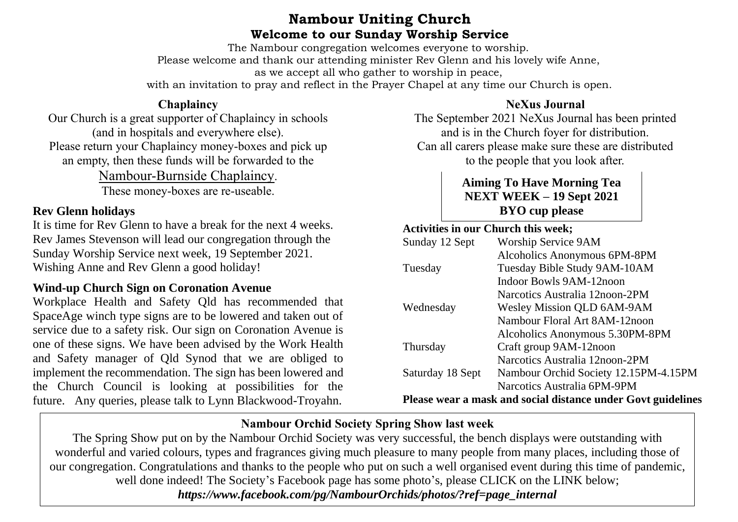# Nambour Uniting Church

## Welcome to our Sunday Worship Service

The Nambour congregation welcomes everyone to worship.
Please welcome and thank our attending minister Rev Glenn and his lovely wife Anne,
as we accept all who gather to worship in peace,
with an invitation to pray and reflect in the Prayer Chapel at any time our Church is open.

### Chaplaincy

Our Church is a great supporter of Chaplaincy in schools (and in hospitals and everywhere else).
Please return your Chaplaincy money-boxes and pick up an empty, then these funds will be forwarded to the Nambour-Burnside Chaplaincy.
These money-boxes are re-useable.

### Rev Glenn holidays

It is time for Rev Glenn to have a break for the next 4 weeks. Rev James Stevenson will lead our congregation through the Sunday Worship Service next week, 19 September 2021. Wishing Anne and Rev Glenn a good holiday!

### Wind-up Church Sign on Coronation Avenue

Workplace Health and Safety Qld has recommended that SpaceAge winch type signs are to be lowered and taken out of service due to a safety risk. Our sign on Coronation Avenue is one of these signs. We have been advised by the Work Health and Safety manager of Qld Synod that we are obliged to implement the recommendation. The sign has been lowered and the Church Council is looking at possibilities for the future. Any queries, please talk to Lynn Blackwood-Troyahn.

### NeXus Journal

The September 2021 NeXus Journal has been printed and is in the Church foyer for distribution.
Can all carers please make sure these are distributed to the people that you look after.

**Aiming To Have Morning Tea**
**NEXT WEEK – 19 Sept 2021**
**BYO cup please**

**Activities in our Church this week;**

| | |
|---|---|
| Sunday 12 Sept | Worship Service 9AM |
| | Alcoholics Anonymous 6PM-8PM |
| Tuesday | Tuesday Bible Study 9AM-10AM |
| | Indoor Bowls 9AM-12noon |
| | Narcotics Australia 12noon-2PM |
| Wednesday | Wesley Mission QLD 6AM-9AM |
| | Nambour Floral Art 8AM-12noon |
| | Alcoholics Anonymous 5.30PM-8PM |
| Thursday | Craft group 9AM-12noon |
| | Narcotics Australia 12noon-2PM |
| Saturday 18 Sept | Nambour Orchid Society 12.15PM-4.15PM |
| | Narcotics Australia 6PM-9PM |

**Please wear a mask and social distance under Govt guidelines**

### Nambour Orchid Society Spring Show last week

The Spring Show put on by the Nambour Orchid Society was very successful, the bench displays were outstanding with wonderful and varied colours, types and fragrances giving much pleasure to many people from many places, including those of our congregation. Congratulations and thanks to the people who put on such a well organised event during this time of pandemic, well done indeed! The Society's Facebook page has some photo's, please CLICK on the LINK below;

***https://www.facebook.com/pg/NambourOrchids/photos/?ref=page_internal***